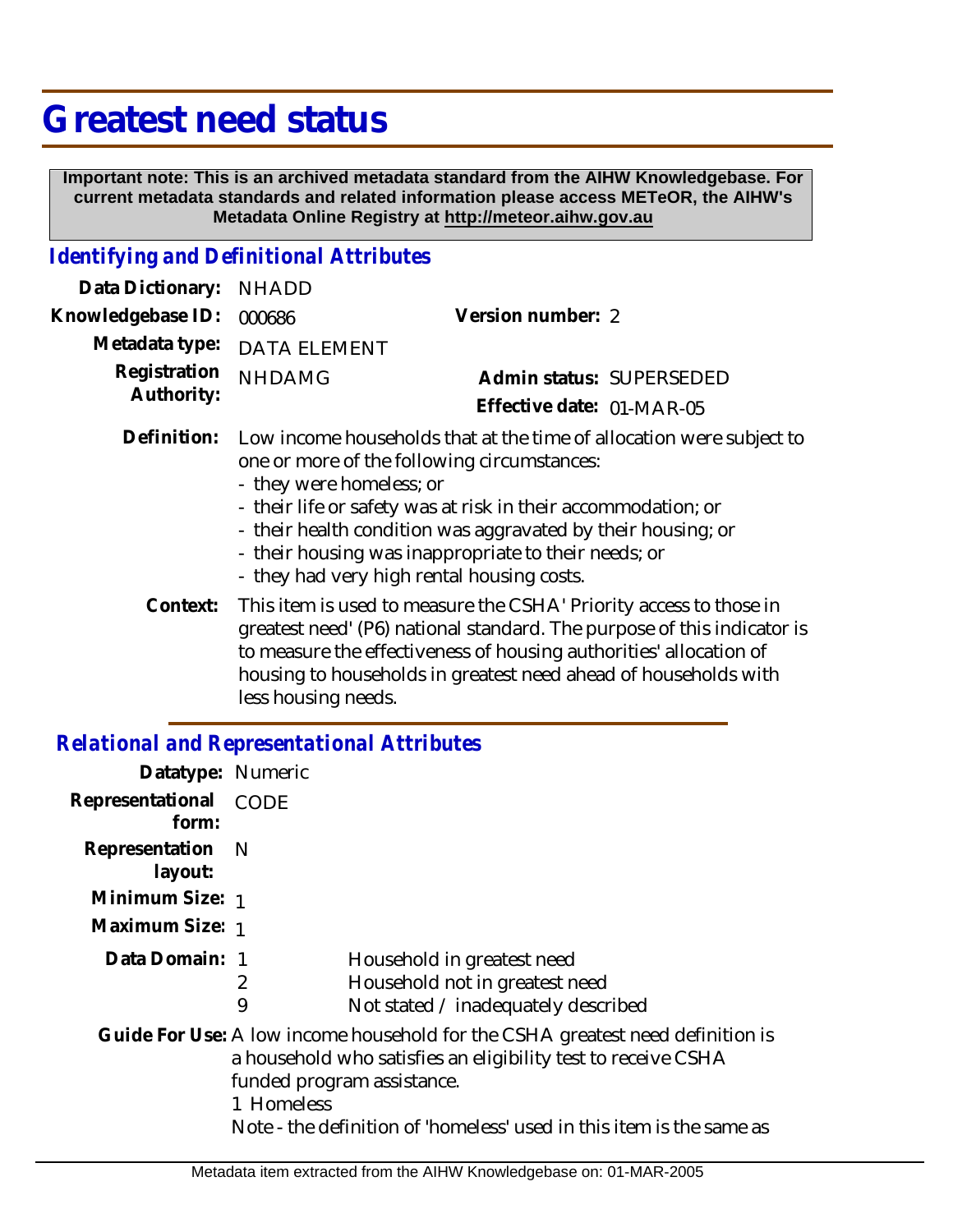# Greatest need status

**Important note: This is an archived metadata standard from the AIHW Knowledgebase. For current metadata standards and related information please access METeOR, the AIHW's Metadata Online Registry at http://meteor.aihw.gov.au**

## Identifying and Definitional Attributes

| | | | |
|---|---|---|---|
| **Data Dictionary:** | NHADD | | |
| **Knowledgebase ID:** | 000686 | **Version number:** | 2 |
| **Metadata type:** | DATA ELEMENT | | |
| **Registration Authority:** | NHDAMG | **Admin status:** | SUPERSEDED |
| | | **Effective date:** | 01-MAR-05 |

**Definition:** Low income households that at the time of allocation were subject to one or more of the following circumstances:
- they were homeless; or
- their life or safety was at risk in their accommodation; or
- their health condition was aggravated by their housing; or
- their housing was inappropriate to their needs; or
- they had very high rental housing costs.

**Context:** This item is used to measure the CSHA' Priority access to those in greatest need' (P6) national standard. The purpose of this indicator is to measure the effectiveness of housing authorities' allocation of housing to households in greatest need ahead of households with less housing needs.

## Relational and Representational Attributes

**Datatype:** Numeric

**Representational form:** CODE

**Representation layout:** N

**Minimum Size:** 1

**Maximum Size:** 1

**Data Domain:**

| | |
|---|---|
| 1 | Household in greatest need |
| 2 | Household not in greatest need |
| 9 | Not stated / inadequately described |

**Guide For Use:** A low income household for the CSHA greatest need definition is a household who satisfies an eligibility test to receive CSHA funded program assistance.

1 Homeless

Note - the definition of 'homeless' used in this item is the same as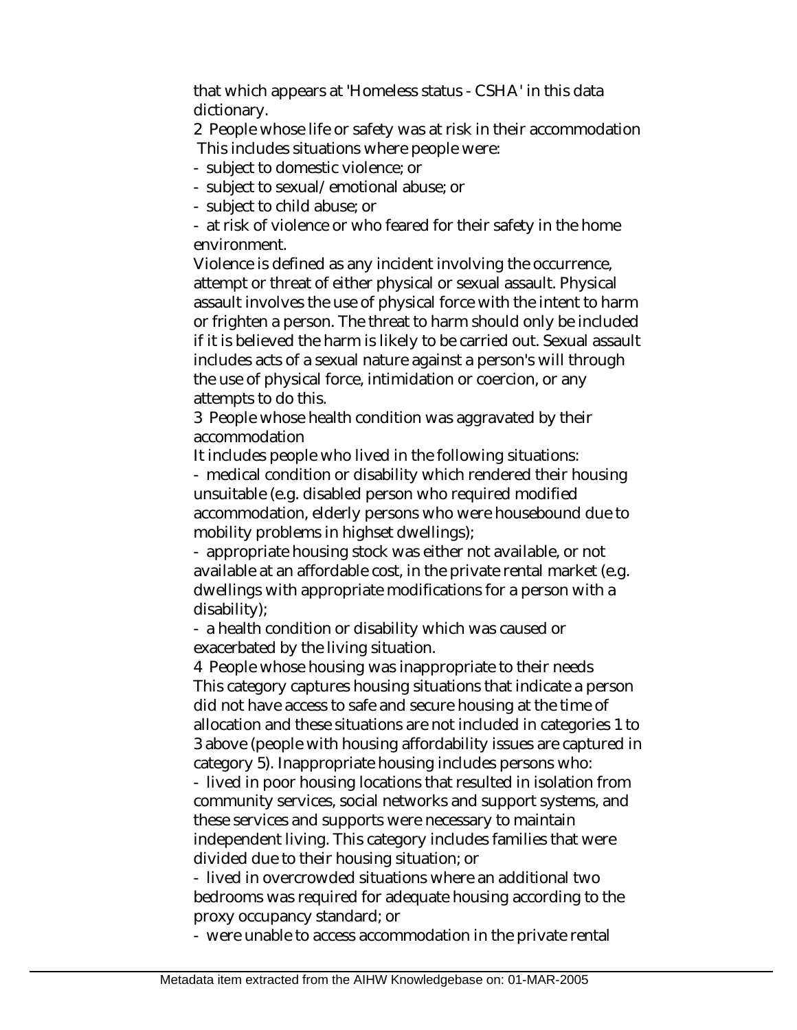that which appears at 'Homeless status - CSHA' in this data dictionary.

2 People whose life or safety was at risk in their accommodation
This includes situations where people were:

- subject to domestic violence; or
- subject to sexual/emotional abuse; or
- subject to child abuse; or
- at risk of violence or who feared for their safety in the home environment.

Violence is defined as any incident involving the occurrence, attempt or threat of either physical or sexual assault. Physical assault involves the use of physical force with the intent to harm or frighten a person. The threat to harm should only be included if it is believed the harm is likely to be carried out. Sexual assault includes acts of a sexual nature against a person's will through the use of physical force, intimidation or coercion, or any attempts to do this.

3 People whose health condition was aggravated by their accommodation

It includes people who lived in the following situations:

- medical condition or disability which rendered their housing unsuitable (e.g. disabled person who required modified accommodation, elderly persons who were housebound due to mobility problems in highset dwellings);
- appropriate housing stock was either not available, or not available at an affordable cost, in the private rental market (e.g. dwellings with appropriate modifications for a person with a disability);
- a health condition or disability which was caused or exacerbated by the living situation.

4 People whose housing was inappropriate to their needs

This category captures housing situations that indicate a person did not have access to safe and secure housing at the time of allocation and these situations are not included in categories 1 to 3 above (people with housing affordability issues are captured in category 5). Inappropriate housing includes persons who:

- lived in poor housing locations that resulted in isolation from community services, social networks and support systems, and these services and supports were necessary to maintain independent living. This category includes families that were divided due to their housing situation; or
- lived in overcrowded situations where an additional two bedrooms was required for adequate housing according to the proxy occupancy standard; or
- were unable to access accommodation in the private rental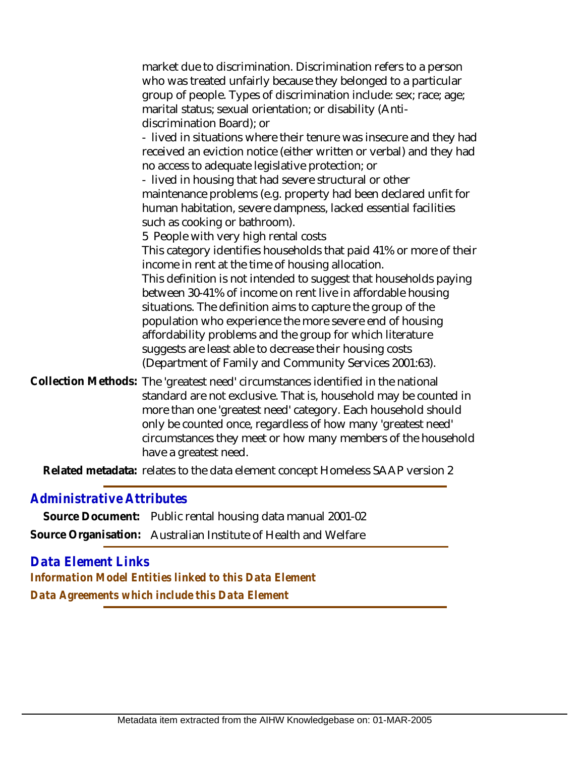market due to discrimination. Discrimination refers to a person who was treated unfairly because they belonged to a particular group of people. Types of discrimination include: sex; race; age; marital status; sexual orientation; or disability (Anti-discrimination Board); or

- lived in situations where their tenure was insecure and they had received an eviction notice (either written or verbal) and they had no access to adequate legislative protection; or
- lived in housing that had severe structural or other maintenance problems (e.g. property had been declared unfit for human habitation, severe dampness, lacked essential facilities such as cooking or bathroom).

5 People with very high rental costs

This category identifies households that paid 41% or more of their income in rent at the time of housing allocation.

This definition is not intended to suggest that households paying between 30-41% of income on rent live in affordable housing situations. The definition aims to capture the group of the population who experience the more severe end of housing affordability problems and the group for which literature suggests are least able to decrease their housing costs (Department of Family and Community Services 2001:63).

**Collection Methods:** The 'greatest need' circumstances identified in the national standard are not exclusive. That is, household may be counted in more than one 'greatest need' category. Each household should only be counted once, regardless of how many 'greatest need' circumstances they meet or how many members of the household have a greatest need.

**Related metadata:** relates to the data element concept Homeless SAAP version 2

## *Administrative Attributes*

**Source Document:** Public rental housing data manual 2001-02

**Source Organisation:** Australian Institute of Health and Welfare

## *Data Element Links*

***Information Model Entities linked to this Data Element***

***Data Agreements which include this Data Element***

Metadata item extracted from the AIHW Knowledgebase on: 01-MAR-2005